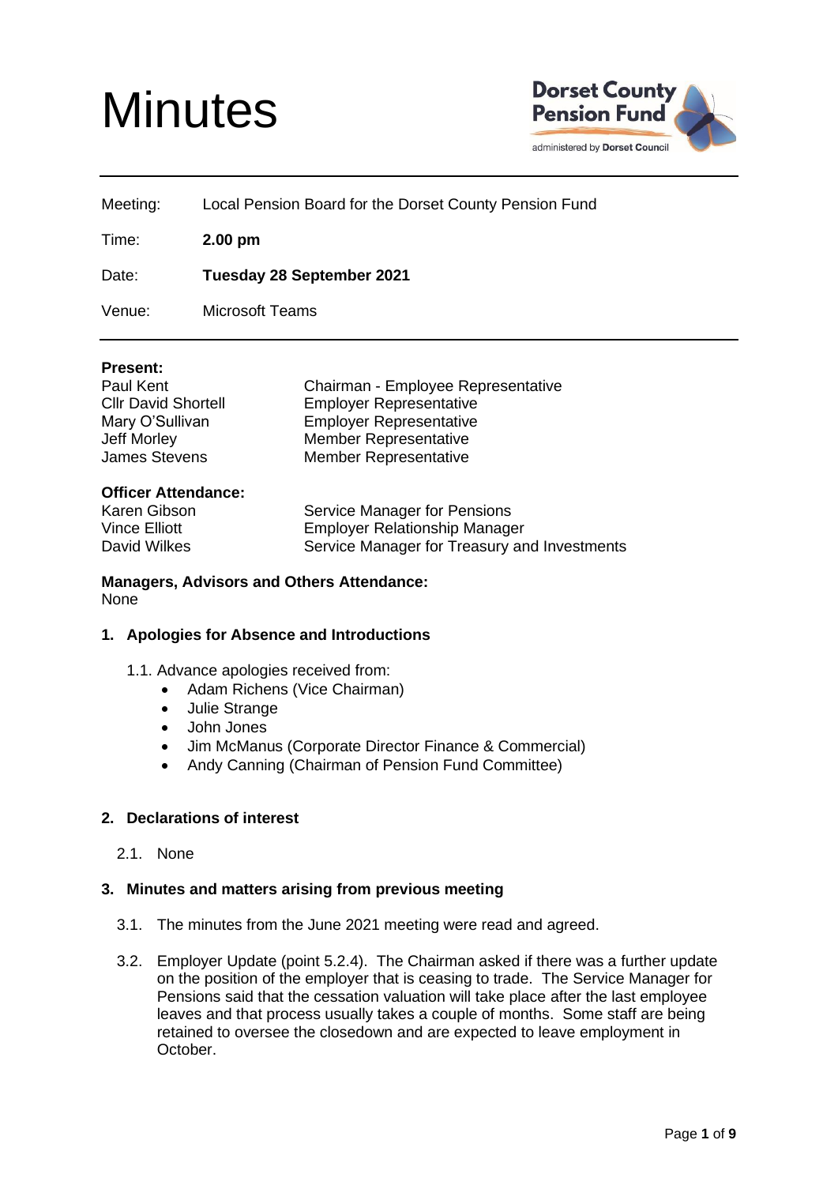# Minutes

Dorset County Pension Fund
administered by Dorset Council

| | |
|---|---|
| Meeting: | Local Pension Board for the Dorset County Pension Fund |
| Time: | **2.00 pm** |
| Date: | **Tuesday 28 September 2021** |
| Venue: | Microsoft Teams |

**Present:**

| | |
|---|---|
| Paul Kent | Chairman - Employee Representative |
| Cllr David Shortell | Employer Representative |
| Mary O'Sullivan | Employer Representative |
| Jeff Morley | Member Representative |
| James Stevens | Member Representative |

**Officer Attendance:**

| | |
|---|---|
| Karen Gibson | Service Manager for Pensions |
| Vince Elliott | Employer Relationship Manager |
| David Wilkes | Service Manager for Treasury and Investments |

**Managers, Advisors and Others Attendance:**
None

## 1. Apologies for Absence and Introductions

1.1. Advance apologies received from:
- Adam Richens (Vice Chairman)
- Julie Strange
- John Jones
- Jim McManus (Corporate Director Finance & Commercial)
- Andy Canning (Chairman of Pension Fund Committee)

## 2. Declarations of interest

2.1. None

## 3. Minutes and matters arising from previous meeting

3.1. The minutes from the June 2021 meeting were read and agreed.

3.2. Employer Update (point 5.2.4). The Chairman asked if there was a further update on the position of the employer that is ceasing to trade. The Service Manager for Pensions said that the cessation valuation will take place after the last employee leaves and that process usually takes a couple of months. Some staff are being retained to oversee the closedown and are expected to leave employment in October.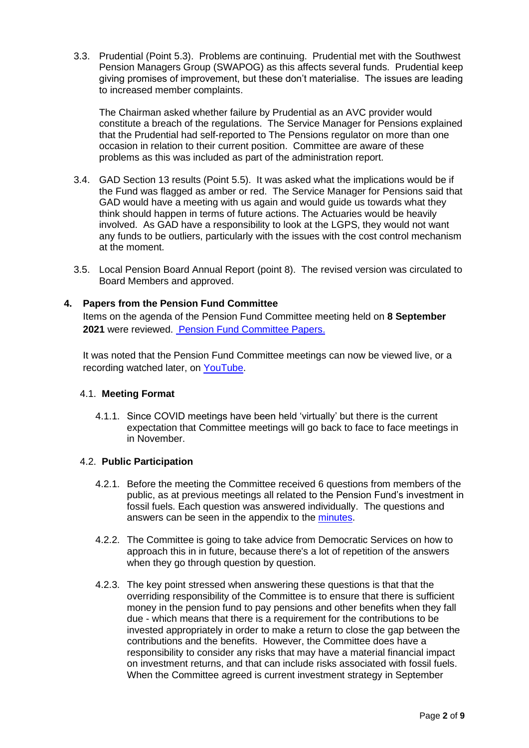3.3. Prudential (Point 5.3). Problems are continuing. Prudential met with the Southwest Pension Managers Group (SWAPOG) as this affects several funds. Prudential keep giving promises of improvement, but these don't materialise. The issues are leading to increased member complaints.

The Chairman asked whether failure by Prudential as an AVC provider would constitute a breach of the regulations. The Service Manager for Pensions explained that the Prudential had self-reported to The Pensions regulator on more than one occasion in relation to their current position. Committee are aware of these problems as this was included as part of the administration report.

3.4. GAD Section 13 results (Point 5.5). It was asked what the implications would be if the Fund was flagged as amber or red. The Service Manager for Pensions said that GAD would have a meeting with us again and would guide us towards what they think should happen in terms of future actions. The Actuaries would be heavily involved. As GAD have a responsibility to look at the LGPS, they would not want any funds to be outliers, particularly with the issues with the cost control mechanism at the moment.

3.5. Local Pension Board Annual Report (point 8). The revised version was circulated to Board Members and approved.

## 4. Papers from the Pension Fund Committee

Items on the agenda of the Pension Fund Committee meeting held on **8 September 2021** were reviewed. [Pension Fund Committee Papers.]

It was noted that the Pension Fund Committee meetings can now be viewed live, or a recording watched later, on [YouTube].

### 4.1. Meeting Format

4.1.1. Since COVID meetings have been held 'virtually' but there is the current expectation that Committee meetings will go back to face to face meetings in in November.

### 4.2. Public Participation

4.2.1. Before the meeting the Committee received 6 questions from members of the public, as at previous meetings all related to the Pension Fund's investment in fossil fuels. Each question was answered individually. The questions and answers can be seen in the appendix to the [minutes].

4.2.2. The Committee is going to take advice from Democratic Services on how to approach this in in future, because there's a lot of repetition of the answers when they go through question by question.

4.2.3. The key point stressed when answering these questions is that that the overriding responsibility of the Committee is to ensure that there is sufficient money in the pension fund to pay pensions and other benefits when they fall due - which means that there is a requirement for the contributions to be invested appropriately in order to make a return to close the gap between the contributions and the benefits. However, the Committee does have a responsibility to consider any risks that may have a material financial impact on investment returns, and that can include risks associated with fossil fuels. When the Committee agreed is current investment strategy in September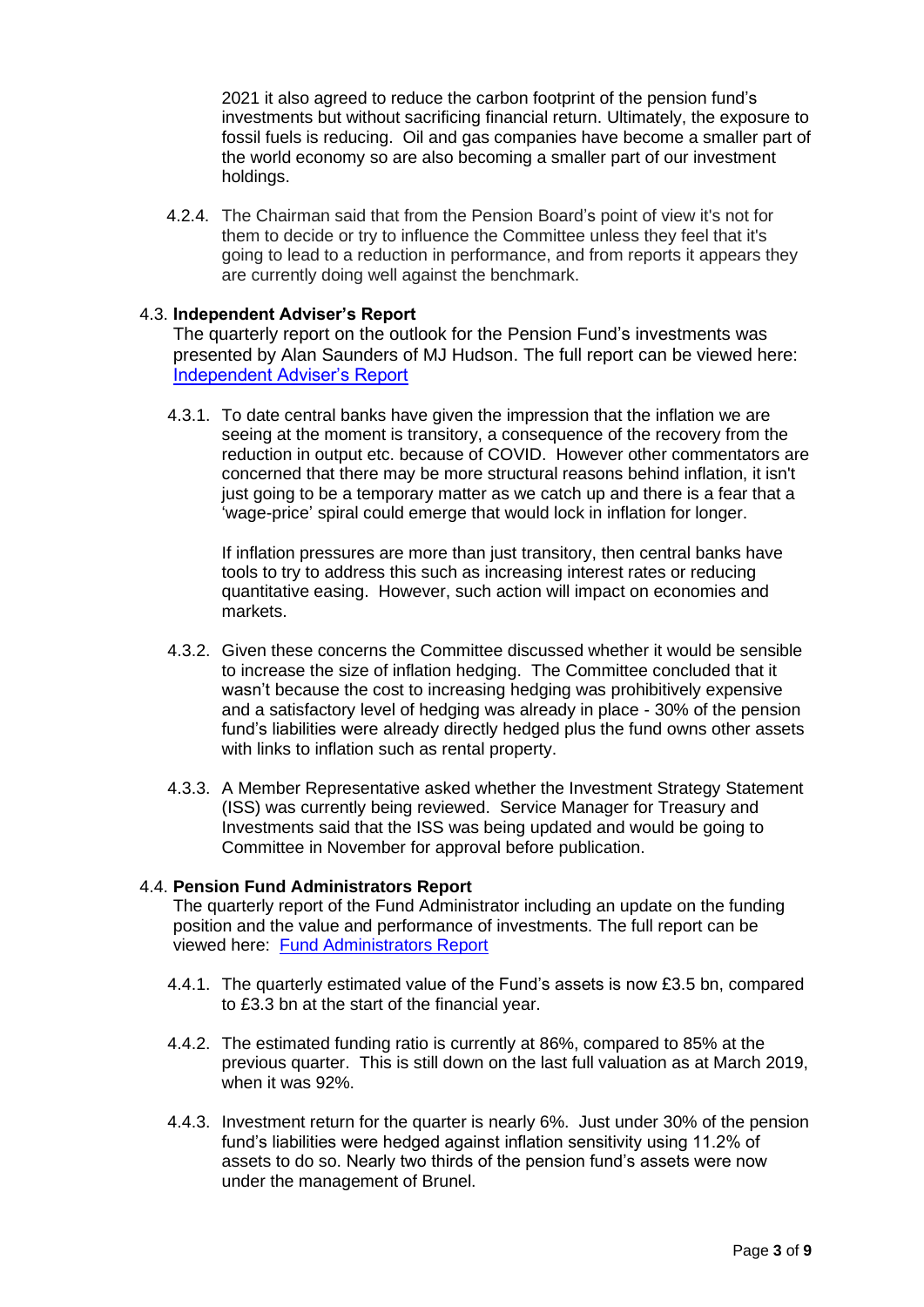2021 it also agreed to reduce the carbon footprint of the pension fund's investments but without sacrificing financial return. Ultimately, the exposure to fossil fuels is reducing. Oil and gas companies have become a smaller part of the world economy so are also becoming a smaller part of our investment holdings.

4.2.4. The Chairman said that from the Pension Board's point of view it's not for them to decide or try to influence the Committee unless they feel that it's going to lead to a reduction in performance, and from reports it appears they are currently doing well against the benchmark.

4.3. **Independent Adviser's Report**

The quarterly report on the outlook for the Pension Fund's investments was presented by Alan Saunders of MJ Hudson. The full report can be viewed here: [Independent Adviser's Report]

4.3.1. To date central banks have given the impression that the inflation we are seeing at the moment is transitory, a consequence of the recovery from the reduction in output etc. because of COVID. However other commentators are concerned that there may be more structural reasons behind inflation, it isn't just going to be a temporary matter as we catch up and there is a fear that a 'wage-price' spiral could emerge that would lock in inflation for longer.

If inflation pressures are more than just transitory, then central banks have tools to try to address this such as increasing interest rates or reducing quantitative easing. However, such action will impact on economies and markets.

4.3.2. Given these concerns the Committee discussed whether it would be sensible to increase the size of inflation hedging. The Committee concluded that it wasn't because the cost to increasing hedging was prohibitively expensive and a satisfactory level of hedging was already in place - 30% of the pension fund's liabilities were already directly hedged plus the fund owns other assets with links to inflation such as rental property.

4.3.3. A Member Representative asked whether the Investment Strategy Statement (ISS) was currently being reviewed. Service Manager for Treasury and Investments said that the ISS was being updated and would be going to Committee in November for approval before publication.

4.4. **Pension Fund Administrators Report**

The quarterly report of the Fund Administrator including an update on the funding position and the value and performance of investments. The full report can be viewed here: [Fund Administrators Report]

4.4.1. The quarterly estimated value of the Fund's assets is now £3.5 bn, compared to £3.3 bn at the start of the financial year.

4.4.2. The estimated funding ratio is currently at 86%, compared to 85% at the previous quarter. This is still down on the last full valuation as at March 2019, when it was 92%.

4.4.3. Investment return for the quarter is nearly 6%. Just under 30% of the pension fund's liabilities were hedged against inflation sensitivity using 11.2% of assets to do so. Nearly two thirds of the pension fund's assets were now under the management of Brunel.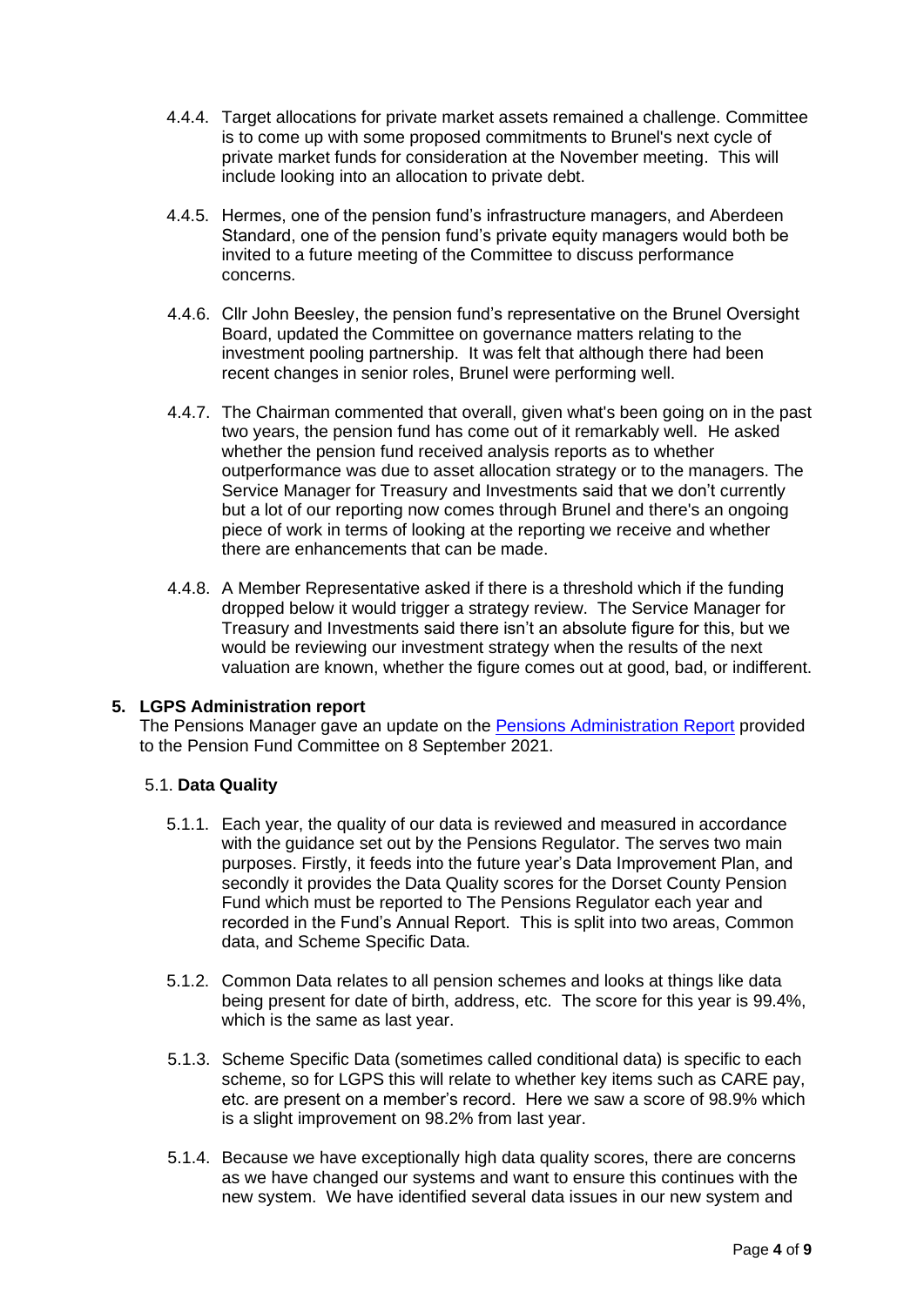4.4.4. Target allocations for private market assets remained a challenge. Committee is to come up with some proposed commitments to Brunel's next cycle of private market funds for consideration at the November meeting. This will include looking into an allocation to private debt.

4.4.5. Hermes, one of the pension fund's infrastructure managers, and Aberdeen Standard, one of the pension fund's private equity managers would both be invited to a future meeting of the Committee to discuss performance concerns.

4.4.6. Cllr John Beesley, the pension fund's representative on the Brunel Oversight Board, updated the Committee on governance matters relating to the investment pooling partnership. It was felt that although there had been recent changes in senior roles, Brunel were performing well.

4.4.7. The Chairman commented that overall, given what's been going on in the past two years, the pension fund has come out of it remarkably well. He asked whether the pension fund received analysis reports as to whether outperformance was due to asset allocation strategy or to the managers. The Service Manager for Treasury and Investments said that we don't currently but a lot of our reporting now comes through Brunel and there's an ongoing piece of work in terms of looking at the reporting we receive and whether there are enhancements that can be made.

4.4.8. A Member Representative asked if there is a threshold which if the funding dropped below it would trigger a strategy review. The Service Manager for Treasury and Investments said there isn't an absolute figure for this, but we would be reviewing our investment strategy when the results of the next valuation are known, whether the figure comes out at good, bad, or indifferent.

## 5. LGPS Administration report

The Pensions Manager gave an update on the Pensions Administration Report provided to the Pension Fund Committee on 8 September 2021.

### 5.1. Data Quality

5.1.1. Each year, the quality of our data is reviewed and measured in accordance with the guidance set out by the Pensions Regulator. The serves two main purposes. Firstly, it feeds into the future year's Data Improvement Plan, and secondly it provides the Data Quality scores for the Dorset County Pension Fund which must be reported to The Pensions Regulator each year and recorded in the Fund's Annual Report. This is split into two areas, Common data, and Scheme Specific Data.

5.1.2. Common Data relates to all pension schemes and looks at things like data being present for date of birth, address, etc. The score for this year is 99.4%, which is the same as last year.

5.1.3. Scheme Specific Data (sometimes called conditional data) is specific to each scheme, so for LGPS this will relate to whether key items such as CARE pay, etc. are present on a member's record. Here we saw a score of 98.9% which is a slight improvement on 98.2% from last year.

5.1.4. Because we have exceptionally high data quality scores, there are concerns as we have changed our systems and want to ensure this continues with the new system. We have identified several data issues in our new system and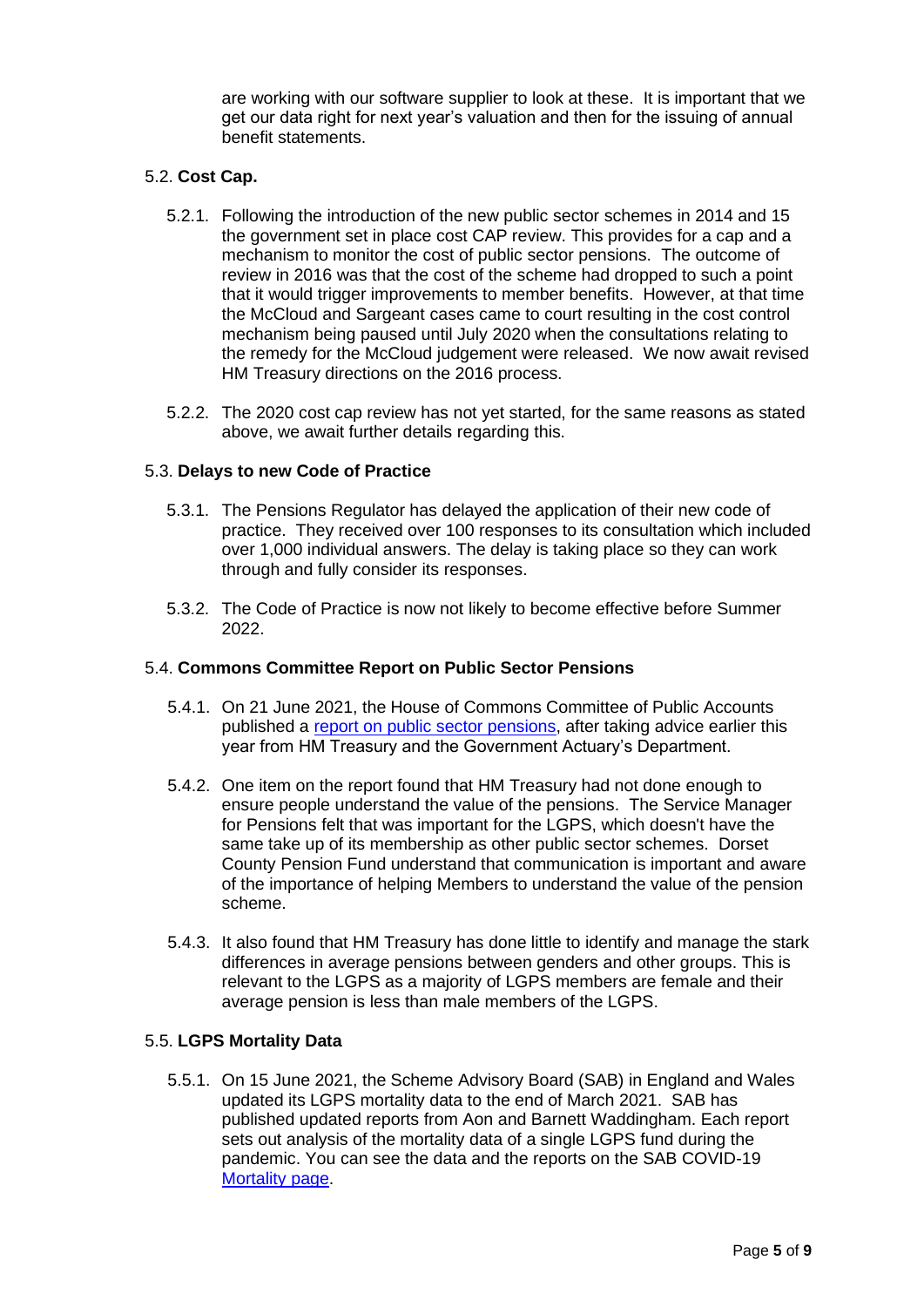are working with our software supplier to look at these. It is important that we get our data right for next year's valuation and then for the issuing of annual benefit statements.

5.2. **Cost Cap.**

5.2.1. Following the introduction of the new public sector schemes in 2014 and 15 the government set in place cost CAP review. This provides for a cap and a mechanism to monitor the cost of public sector pensions. The outcome of review in 2016 was that the cost of the scheme had dropped to such a point that it would trigger improvements to member benefits. However, at that time the McCloud and Sargeant cases came to court resulting in the cost control mechanism being paused until July 2020 when the consultations relating to the remedy for the McCloud judgement were released. We now await revised HM Treasury directions on the 2016 process.

5.2.2. The 2020 cost cap review has not yet started, for the same reasons as stated above, we await further details regarding this.

5.3. **Delays to new Code of Practice**

5.3.1. The Pensions Regulator has delayed the application of their new code of practice. They received over 100 responses to its consultation which included over 1,000 individual answers. The delay is taking place so they can work through and fully consider its responses.

5.3.2. The Code of Practice is now not likely to become effective before Summer 2022.

5.4. **Commons Committee Report on Public Sector Pensions**

5.4.1. On 21 June 2021, the House of Commons Committee of Public Accounts published a report on public sector pensions, after taking advice earlier this year from HM Treasury and the Government Actuary's Department.

5.4.2. One item on the report found that HM Treasury had not done enough to ensure people understand the value of the pensions. The Service Manager for Pensions felt that was important for the LGPS, which doesn't have the same take up of its membership as other public sector schemes. Dorset County Pension Fund understand that communication is important and aware of the importance of helping Members to understand the value of the pension scheme.

5.4.3. It also found that HM Treasury has done little to identify and manage the stark differences in average pensions between genders and other groups. This is relevant to the LGPS as a majority of LGPS members are female and their average pension is less than male members of the LGPS.

5.5. **LGPS Mortality Data**

5.5.1. On 15 June 2021, the Scheme Advisory Board (SAB) in England and Wales updated its LGPS mortality data to the end of March 2021. SAB has published updated reports from Aon and Barnett Waddingham. Each report sets out analysis of the mortality data of a single LGPS fund during the pandemic. You can see the data and the reports on the SAB COVID-19 Mortality page.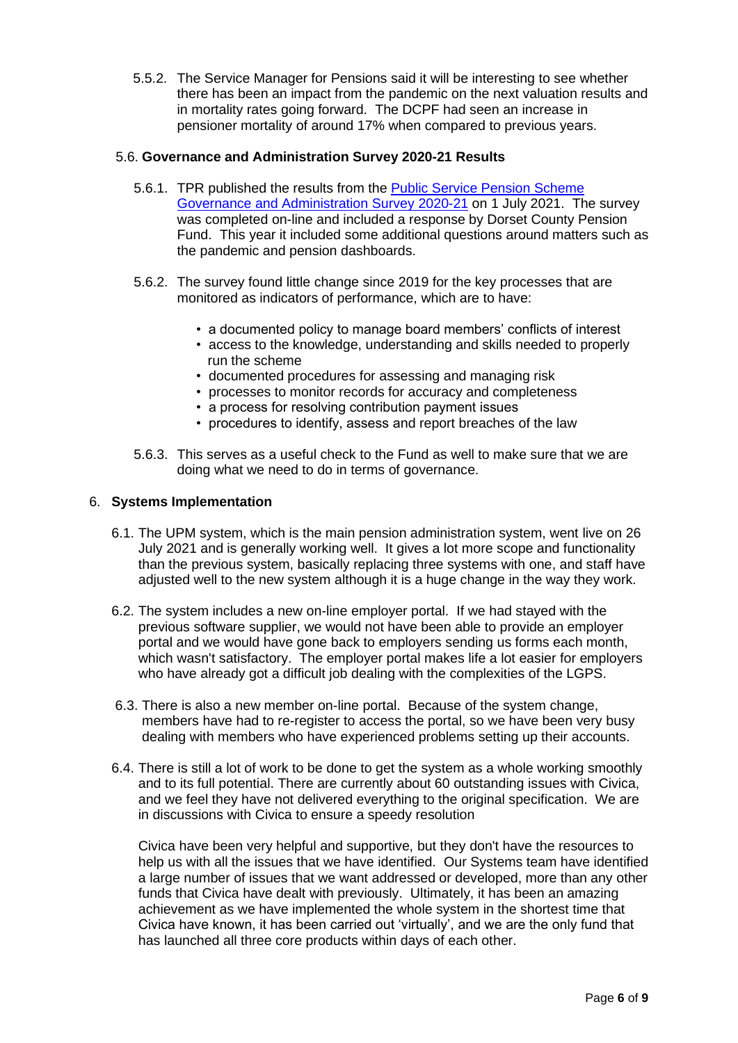5.5.2. The Service Manager for Pensions said it will be interesting to see whether there has been an impact from the pandemic on the next valuation results and in mortality rates going forward. The DCPF had seen an increase in pensioner mortality of around 17% when compared to previous years.

5.6. **Governance and Administration Survey 2020-21 Results**

5.6.1. TPR published the results from the [Public Service Pension Scheme Governance and Administration Survey 2020-21] on 1 July 2021. The survey was completed on-line and included a response by Dorset County Pension Fund. This year it included some additional questions around matters such as the pandemic and pension dashboards.

5.6.2. The survey found little change since 2019 for the key processes that are monitored as indicators of performance, which are to have:

- a documented policy to manage board members' conflicts of interest
- access to the knowledge, understanding and skills needed to properly run the scheme
- documented procedures for assessing and managing risk
- processes to monitor records for accuracy and completeness
- a process for resolving contribution payment issues
- procedures to identify, assess and report breaches of the law

5.6.3. This serves as a useful check to the Fund as well to make sure that we are doing what we need to do in terms of governance.

## 6. Systems Implementation

6.1. The UPM system, which is the main pension administration system, went live on 26 July 2021 and is generally working well. It gives a lot more scope and functionality than the previous system, basically replacing three systems with one, and staff have adjusted well to the new system although it is a huge change in the way they work.

6.2. The system includes a new on-line employer portal. If we had stayed with the previous software supplier, we would not have been able to provide an employer portal and we would have gone back to employers sending us forms each month, which wasn't satisfactory. The employer portal makes life a lot easier for employers who have already got a difficult job dealing with the complexities of the LGPS.

6.3. There is also a new member on-line portal. Because of the system change, members have had to re-register to access the portal, so we have been very busy dealing with members who have experienced problems setting up their accounts.

6.4. There is still a lot of work to be done to get the system as a whole working smoothly and to its full potential. There are currently about 60 outstanding issues with Civica, and we feel they have not delivered everything to the original specification. We are in discussions with Civica to ensure a speedy resolution

Civica have been very helpful and supportive, but they don't have the resources to help us with all the issues that we have identified. Our Systems team have identified a large number of issues that we want addressed or developed, more than any other funds that Civica have dealt with previously. Ultimately, it has been an amazing achievement as we have implemented the whole system in the shortest time that Civica have known, it has been carried out 'virtually', and we are the only fund that has launched all three core products within days of each other.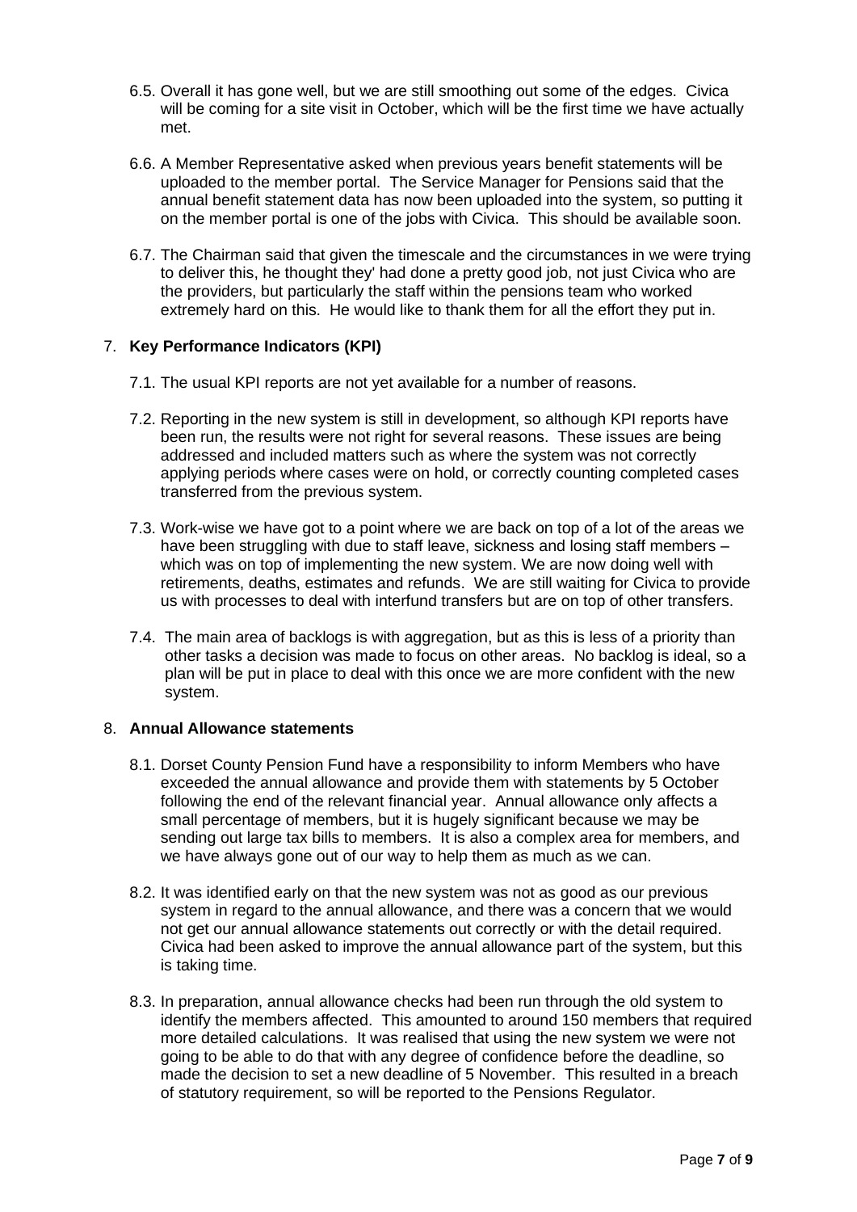6.5. Overall it has gone well, but we are still smoothing out some of the edges. Civica will be coming for a site visit in October, which will be the first time we have actually met.

6.6. A Member Representative asked when previous years benefit statements will be uploaded to the member portal. The Service Manager for Pensions said that the annual benefit statement data has now been uploaded into the system, so putting it on the member portal is one of the jobs with Civica. This should be available soon.

6.7. The Chairman said that given the timescale and the circumstances in we were trying to deliver this, he thought they' had done a pretty good job, not just Civica who are the providers, but particularly the staff within the pensions team who worked extremely hard on this. He would like to thank them for all the effort they put in.

7. **Key Performance Indicators (KPI)**

7.1. The usual KPI reports are not yet available for a number of reasons.

7.2. Reporting in the new system is still in development, so although KPI reports have been run, the results were not right for several reasons. These issues are being addressed and included matters such as where the system was not correctly applying periods where cases were on hold, or correctly counting completed cases transferred from the previous system.

7.3. Work-wise we have got to a point where we are back on top of a lot of the areas we have been struggling with due to staff leave, sickness and losing staff members – which was on top of implementing the new system. We are now doing well with retirements, deaths, estimates and refunds. We are still waiting for Civica to provide us with processes to deal with interfund transfers but are on top of other transfers.

7.4. The main area of backlogs is with aggregation, but as this is less of a priority than other tasks a decision was made to focus on other areas. No backlog is ideal, so a plan will be put in place to deal with this once we are more confident with the new system.

8. **Annual Allowance statements**

8.1. Dorset County Pension Fund have a responsibility to inform Members who have exceeded the annual allowance and provide them with statements by 5 October following the end of the relevant financial year. Annual allowance only affects a small percentage of members, but it is hugely significant because we may be sending out large tax bills to members. It is also a complex area for members, and we have always gone out of our way to help them as much as we can.

8.2. It was identified early on that the new system was not as good as our previous system in regard to the annual allowance, and there was a concern that we would not get our annual allowance statements out correctly or with the detail required. Civica had been asked to improve the annual allowance part of the system, but this is taking time.

8.3. In preparation, annual allowance checks had been run through the old system to identify the members affected. This amounted to around 150 members that required more detailed calculations. It was realised that using the new system we were not going to be able to do that with any degree of confidence before the deadline, so made the decision to set a new deadline of 5 November. This resulted in a breach of statutory requirement, so will be reported to the Pensions Regulator.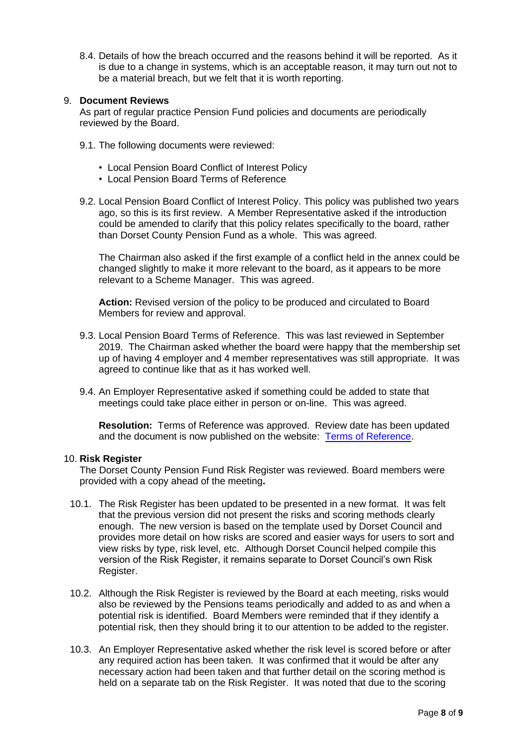8.4. Details of how the breach occurred and the reasons behind it will be reported. As it is due to a change in systems, which is an acceptable reason, it may turn out not to be a material breach, but we felt that it is worth reporting.

9. **Document Reviews**

As part of regular practice Pension Fund policies and documents are periodically reviewed by the Board.

9.1. The following documents were reviewed:

- Local Pension Board Conflict of Interest Policy
- Local Pension Board Terms of Reference

9.2. Local Pension Board Conflict of Interest Policy. This policy was published two years ago, so this is its first review. A Member Representative asked if the introduction could be amended to clarify that this policy relates specifically to the board, rather than Dorset County Pension Fund as a whole. This was agreed.

The Chairman also asked if the first example of a conflict held in the annex could be changed slightly to make it more relevant to the board, as it appears to be more relevant to a Scheme Manager. This was agreed.

**Action:** Revised version of the policy to be produced and circulated to Board Members for review and approval.

9.3. Local Pension Board Terms of Reference. This was last reviewed in September 2019. The Chairman asked whether the board were happy that the membership set up of having 4 employer and 4 member representatives was still appropriate. It was agreed to continue like that as it has worked well.

9.4. An Employer Representative asked if something could be added to state that meetings could take place either in person or on-line. This was agreed.

**Resolution:** Terms of Reference was approved. Review date has been updated and the document is now published on the website: [Terms of Reference](#).

10. **Risk Register**

The Dorset County Pension Fund Risk Register was reviewed. Board members were provided with a copy ahead of the meeting**.**

10.1. The Risk Register has been updated to be presented in a new format. It was felt that the previous version did not present the risks and scoring methods clearly enough. The new version is based on the template used by Dorset Council and provides more detail on how risks are scored and easier ways for users to sort and view risks by type, risk level, etc. Although Dorset Council helped compile this version of the Risk Register, it remains separate to Dorset Council's own Risk Register.

10.2. Although the Risk Register is reviewed by the Board at each meeting, risks would also be reviewed by the Pensions teams periodically and added to as and when a potential risk is identified. Board Members were reminded that if they identify a potential risk, then they should bring it to our attention to be added to the register.

10.3. An Employer Representative asked whether the risk level is scored before or after any required action has been taken. It was confirmed that it would be after any necessary action had been taken and that further detail on the scoring method is held on a separate tab on the Risk Register. It was noted that due to the scoring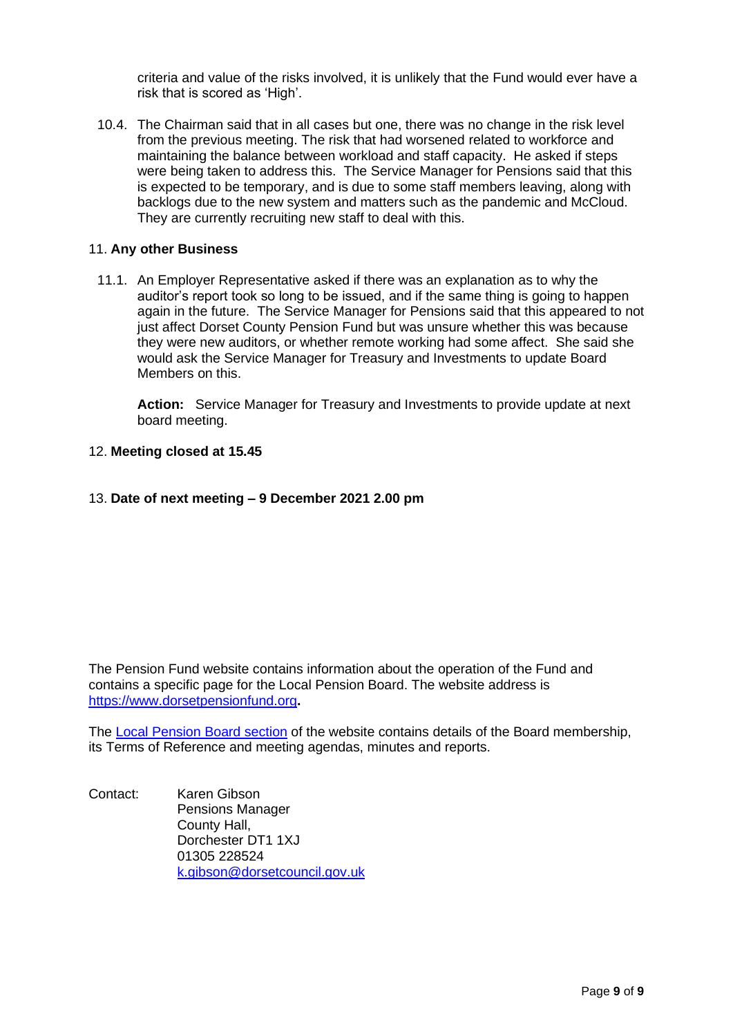criteria and value of the risks involved, it is unlikely that the Fund would ever have a risk that is scored as 'High'.

10.4. The Chairman said that in all cases but one, there was no change in the risk level from the previous meeting. The risk that had worsened related to workforce and maintaining the balance between workload and staff capacity. He asked if steps were being taken to address this. The Service Manager for Pensions said that this is expected to be temporary, and is due to some staff members leaving, along with backlogs due to the new system and matters such as the pandemic and McCloud. They are currently recruiting new staff to deal with this.

11. **Any other Business**

11.1. An Employer Representative asked if there was an explanation as to why the auditor's report took so long to be issued, and if the same thing is going to happen again in the future. The Service Manager for Pensions said that this appeared to not just affect Dorset County Pension Fund but was unsure whether this was because they were new auditors, or whether remote working had some affect. She said she would ask the Service Manager for Treasury and Investments to update Board Members on this.

**Action:** Service Manager for Treasury and Investments to provide update at next board meeting.

12. **Meeting closed at 15.45**

13. **Date of next meeting – 9 December 2021 2.00 pm**

The Pension Fund website contains information about the operation of the Fund and contains a specific page for the Local Pension Board. The website address is [https://www.dorsetpensionfund.org](https://www.dorsetpensionfund.org)**.**

The [Local Pension Board section](https://www.dorsetpensionfund.org) of the website contains details of the Board membership, its Terms of Reference and meeting agendas, minutes and reports.

Contact: Karen Gibson
Pensions Manager
County Hall,
Dorchester DT1 1XJ
01305 228524
[k.gibson@dorsetcouncil.gov.uk](mailto:k.gibson@dorsetcouncil.gov.uk)